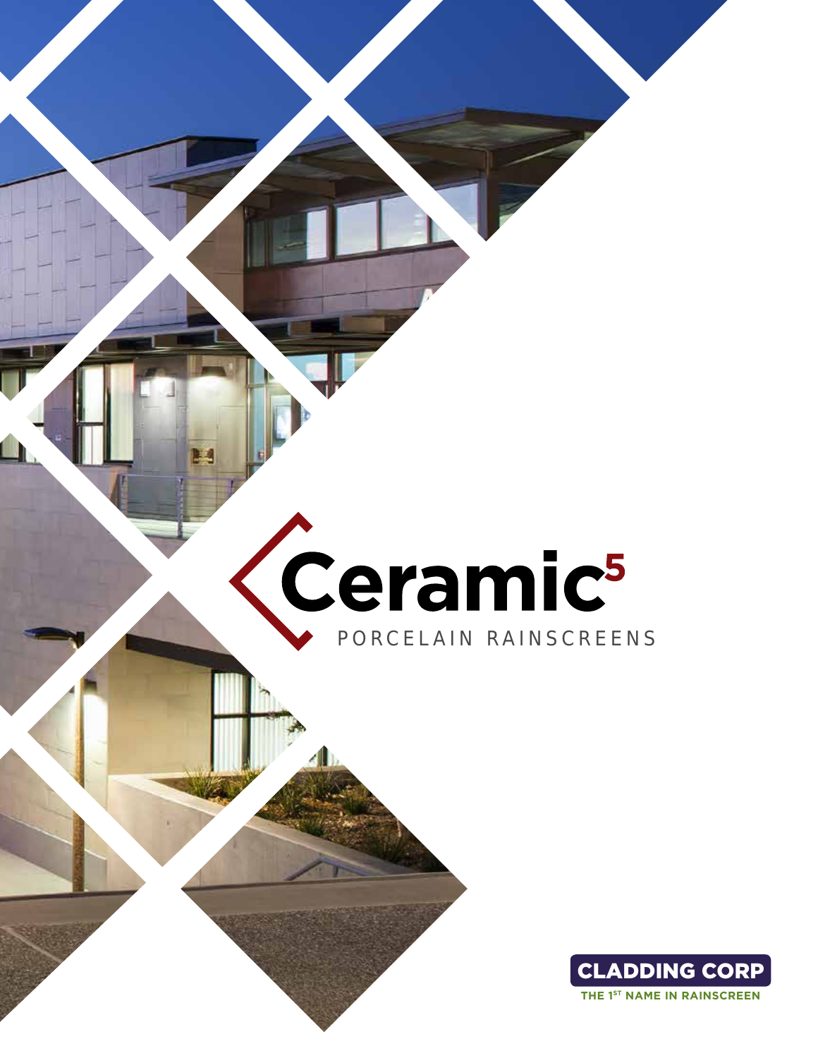# Ceramic⁵

PORCELAIN RAINSCREENS

CLADDING CORP

THE 1ST NAME IN RAINSCREEN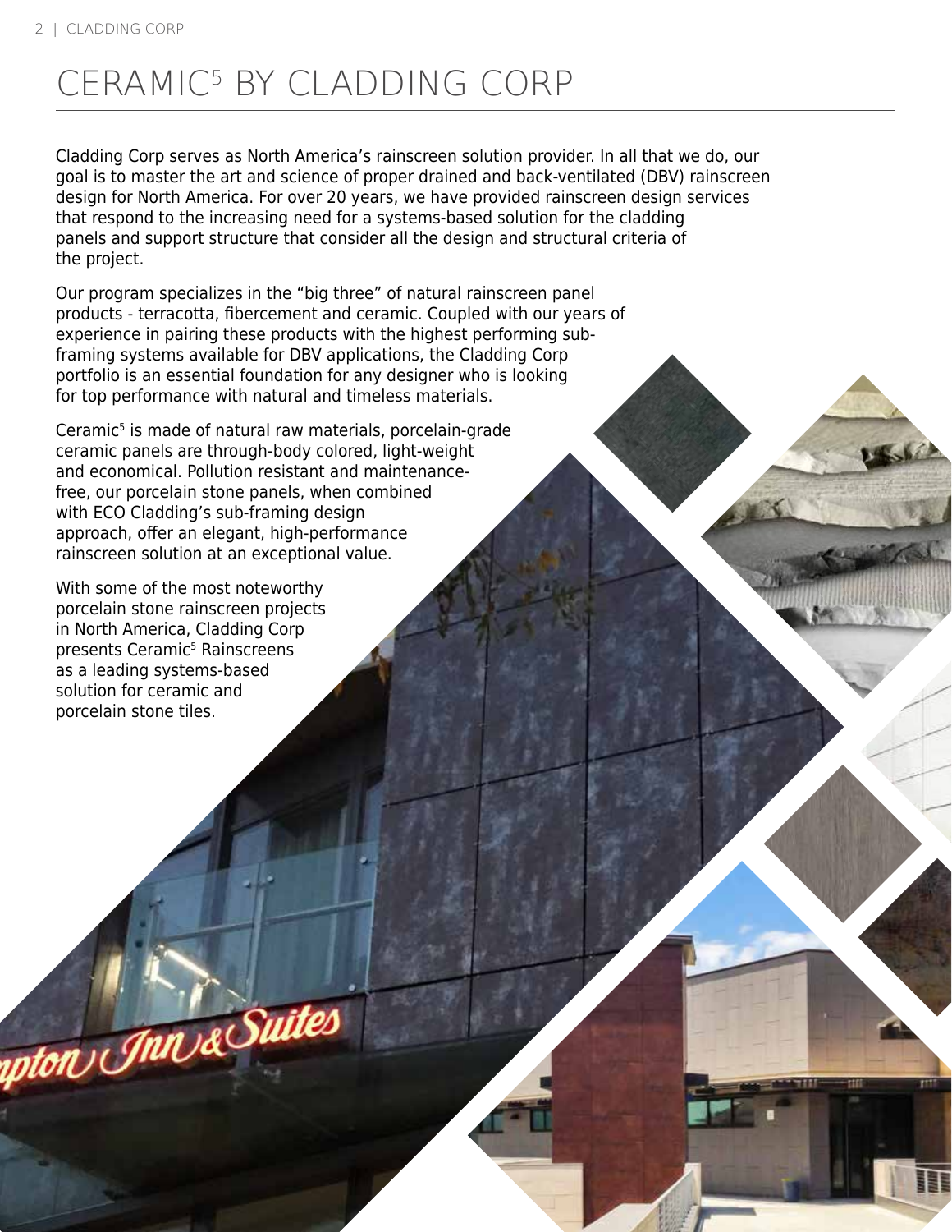# CERAMIC[5] BY CLADDING CORP

Cladding Corp serves as North America's rainscreen solution provider. In all that we do, our goal is to master the art and science of proper drained and back-ventilated (DBV) rainscreen design for North America. For over 20 years, we have provided rainscreen design services that respond to the increasing need for a systems-based solution for the cladding panels and support structure that consider all the design and structural criteria of the project.

Our program specializes in the "big three" of natural rainscreen panel products - terracotta, fibercement and ceramic. Coupled with our years of experience in pairing these products with the highest performing sub-framing systems available for DBV applications, the Cladding Corp portfolio is an essential foundation for any designer who is looking for top performance with natural and timeless materials.

Ceramic[5] is made of natural raw materials, porcelain-grade ceramic panels are through-body colored, light-weight and economical. Pollution resistant and maintenance-free, our porcelain stone panels, when combined with ECO Cladding's sub-framing design approach, offer an elegant, high-performance rainscreen solution at an exceptional value.

With some of the most noteworthy porcelain stone rainscreen projects in North America, Cladding Corp presents Ceramic[5] Rainscreens as a leading systems-based solution for ceramic and porcelain stone tiles.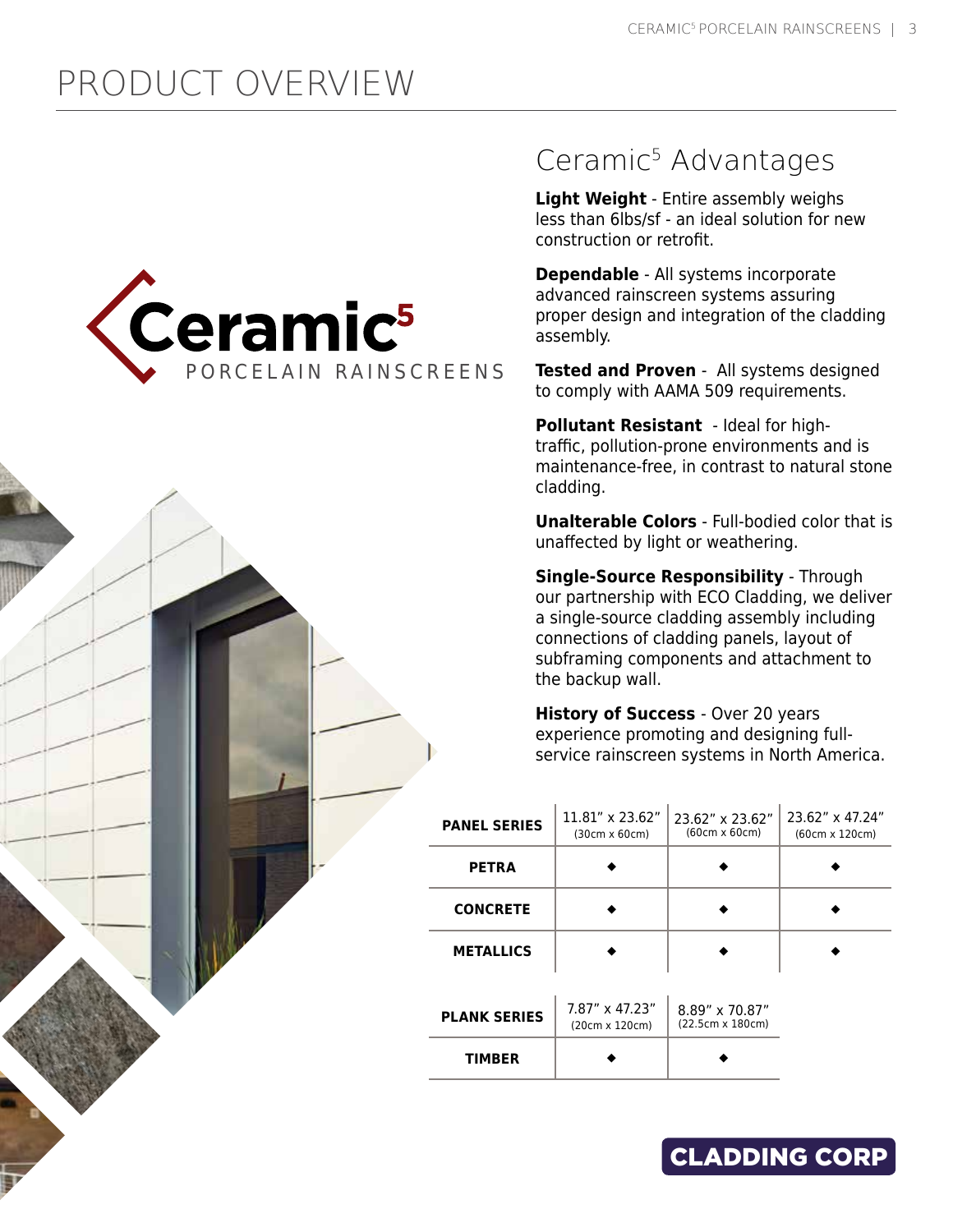# PRODUCT OVERVIEW

Ceramic5

PORCELAIN RAINSCREENS

## Ceramic5 Advantages

**Light Weight** - Entire assembly weighs less than 6lbs/sf - an ideal solution for new construction or retrofit.

**Dependable** - All systems incorporate advanced rainscreen systems assuring proper design and integration of the cladding assembly.

**Tested and Proven** - All systems designed to comply with AAMA 509 requirements.

**Pollutant Resistant** - Ideal for high-traffic, pollution-prone environments and is maintenance-free, in contrast to natural stone cladding.

**Unalterable Colors** - Full-bodied color that is unaffected by light or weathering.

**Single-Source Responsibility** - Through our partnership with ECO Cladding, we deliver a single-source cladding assembly including connections of cladding panels, layout of subframing components and attachment to the backup wall.

**History of Success** - Over 20 years experience promoting and designing full-service rainscreen systems in North America.

| PANEL SERIES | 11.81" x 23.62" (30cm x 60cm) | 23.62" x 23.62" (60cm x 60cm) | 23.62" x 47.24" (60cm x 120cm) |
|---|---|---|---|
| PETRA | ◆ | ◆ | ◆ |
| CONCRETE | ◆ | ◆ | ◆ |
| METALLICS | ◆ | ◆ | ◆ |

| PLANK SERIES | 7.87" x 47.23" (20cm x 120cm) | 8.89" x 70.87" (22.5cm x 180cm) |
|---|---|---|
| TIMBER | ◆ | ◆ |

CLADDING CORP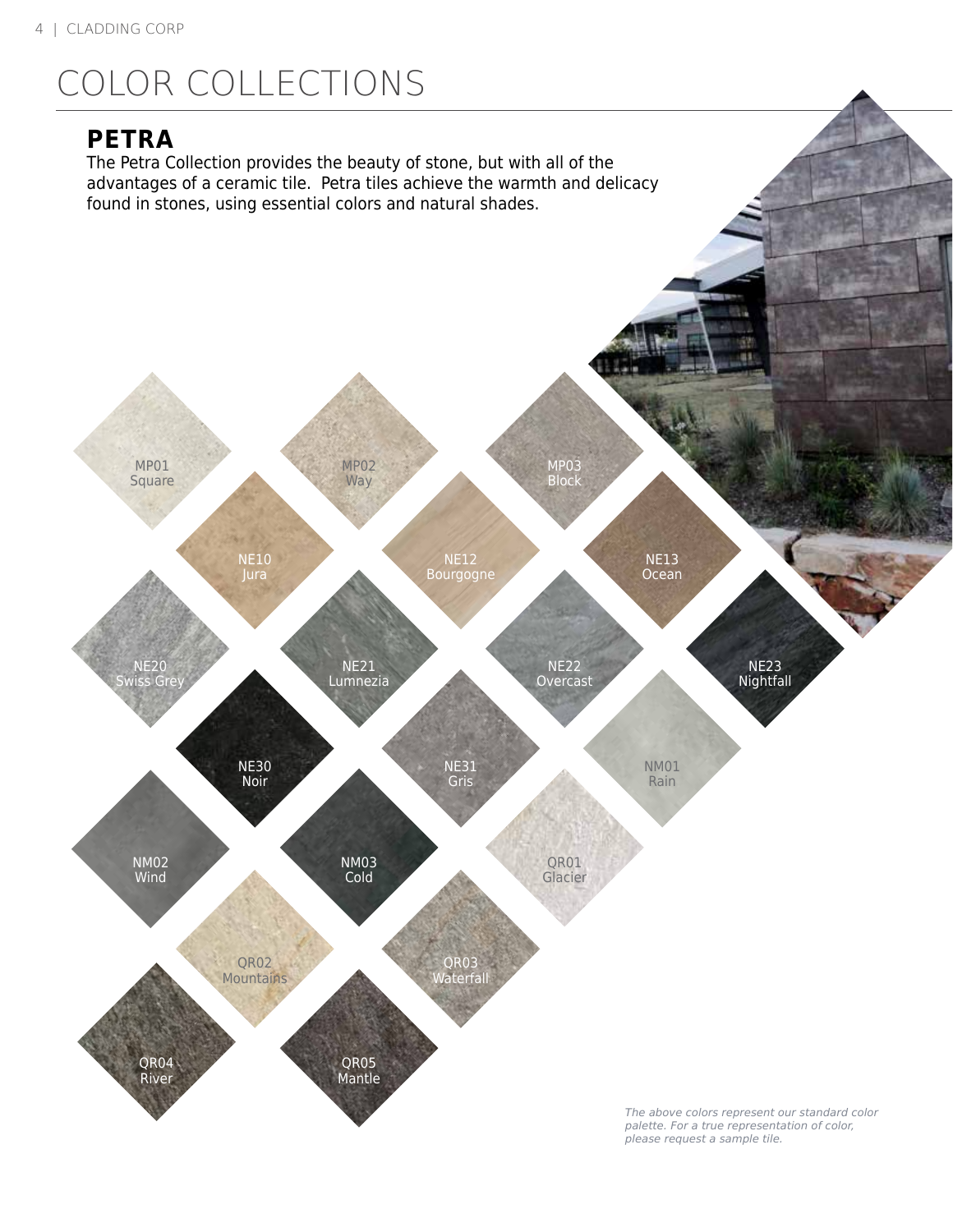# COLOR COLLECTIONS

## PETRA

The Petra Collection provides the beauty of stone, but with all of the advantages of a ceramic tile. Petra tiles achieve the warmth and delicacy found in stones, using essential colors and natural shades.

MP01 Square

MP02 Way

MP03 Block

NE10 Jura

NE12 Bourgogne

NE13 Ocean

NE20 Swiss Grey

NE21 Lumnezia

NE22 Overcast

NE23 Nightfall

NE30 Noir

NE31 Gris

NM01 Rain

NM02 Wind

NM03 Cold

QR01 Glacier

QR02 Mountains

QR03 Waterfall

QR04 River

QR05 Mantle

*The above colors represent our standard color palette. For a true representation of color, please request a sample tile.*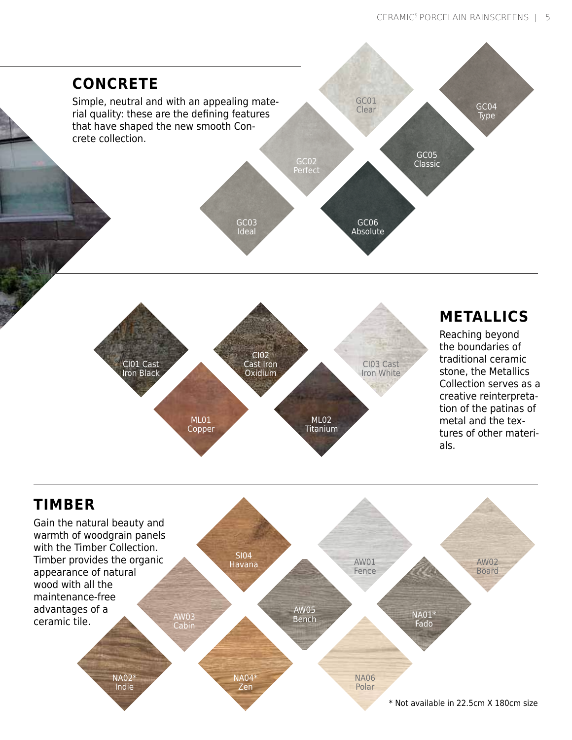## CONCRETE

Simple, neutral and with an appealing material quality: these are the defining features that have shaped the new smooth Concrete collection.

GC01 Clear

GC04 Type

GC02 Perfect

GC05 Classic

GC03 Ideal

GC06 Absolute

## METALLICS

Reaching beyond the boundaries of traditional ceramic stone, the Metallics Collection serves as a creative reinterpretation of the patinas of metal and the textures of other materials.

CI01 Cast Iron Black

CI02 Cast Iron Oxidium

CI03 Cast Iron White

ML01 Copper

ML02 Titanium

## TIMBER

Gain the natural beauty and warmth of woodgrain panels with the Timber Collection. Timber provides the organic appearance of natural wood with all the maintenance-free advantages of a ceramic tile.

SI04 Havana

AW01 Fence

AW02 Board

AW03 Cabin

AW05 Bench

NA01* Fado

NA02* Indie

NA04* Zen

NA06 Polar

* Not available in 22.5cm X 180cm size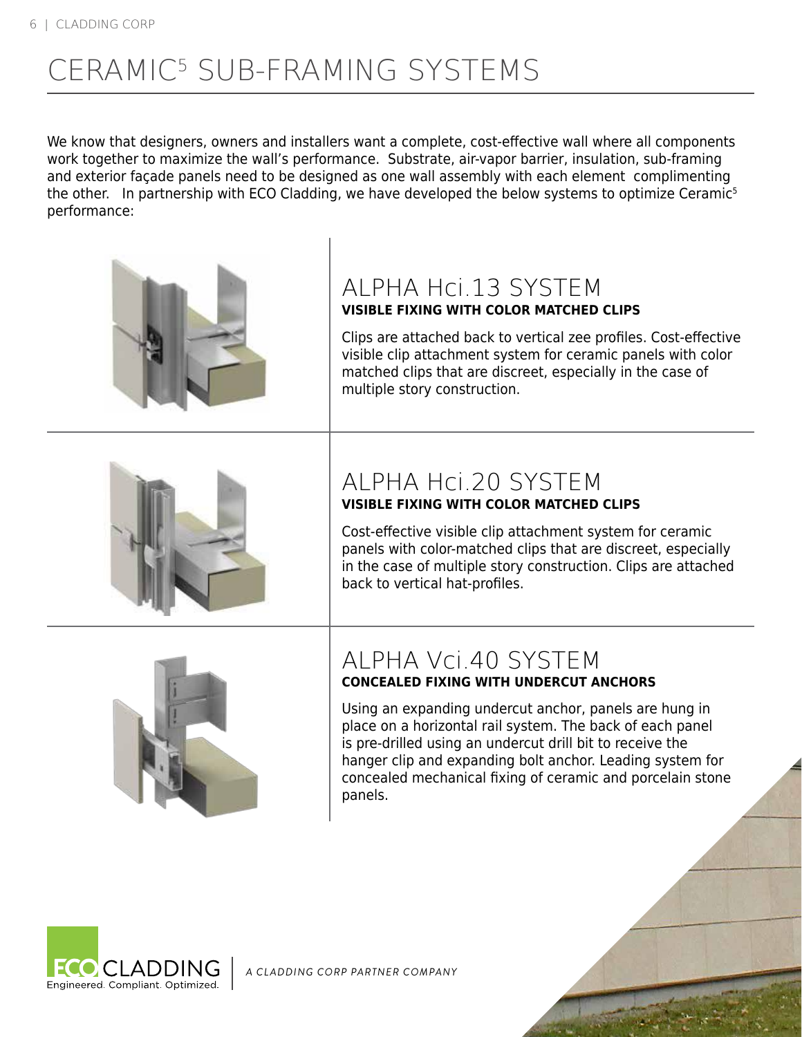# CERAMIC[5] SUB-FRAMING SYSTEMS

We know that designers, owners and installers want a complete, cost-effective wall where all components work together to maximize the wall's performance. Substrate, air-vapor barrier, insulation, sub-framing and exterior façade panels need to be designed as one wall assembly with each element complimenting the other. In partnership with ECO Cladding, we have developed the below systems to optimize Ceramic[5] performance:

## ALPHA Hci.13 SYSTEM

**VISIBLE FIXING WITH COLOR MATCHED CLIPS**

Clips are attached back to vertical zee profiles. Cost-effective visible clip attachment system for ceramic panels with color matched clips that are discreet, especially in the case of multiple story construction.

## ALPHA Hci.20 SYSTEM

**VISIBLE FIXING WITH COLOR MATCHED CLIPS**

Cost-effective visible clip attachment system for ceramic panels with color-matched clips that are discreet, especially in the case of multiple story construction. Clips are attached back to vertical hat-profiles.

## ALPHA Vci.40 SYSTEM

**CONCEALED FIXING WITH UNDERCUT ANCHORS**

Using an expanding undercut anchor, panels are hung in place on a horizontal rail system. The back of each panel is pre-drilled using an undercut drill bit to receive the hanger clip and expanding bolt anchor. Leading system for concealed mechanical fixing of ceramic and porcelain stone panels.

ECO CLADDING
Engineered. Compliant. Optimized.

*A CLADDING CORP PARTNER COMPANY*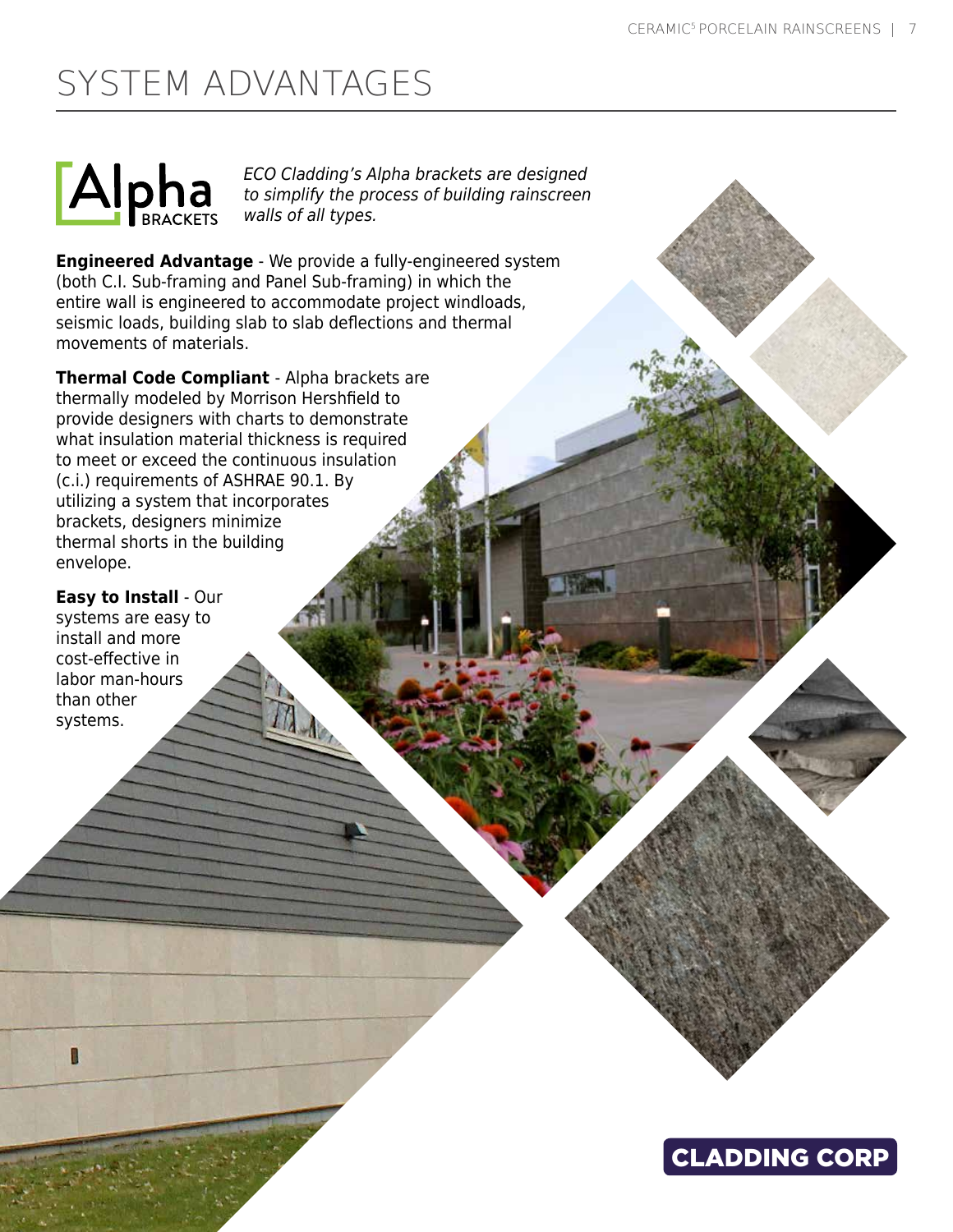# SYSTEM ADVANTAGES

Alpha BRACKETS

*ECO Cladding's Alpha brackets are designed to simplify the process of building rainscreen walls of all types.*

**Engineered Advantage** - We provide a fully-engineered system (both C.I. Sub-framing and Panel Sub-framing) in which the entire wall is engineered to accommodate project windloads, seismic loads, building slab to slab deflections and thermal movements of materials.

**Thermal Code Compliant** - Alpha brackets are thermally modeled by Morrison Hershfield to provide designers with charts to demonstrate what insulation material thickness is required to meet or exceed the continuous insulation (c.i.) requirements of ASHRAE 90.1. By utilizing a system that incorporates brackets, designers minimize thermal shorts in the building envelope.

**Easy to Install** - Our systems are easy to install and more cost-effective in labor man-hours than other systems.

CLADDING CORP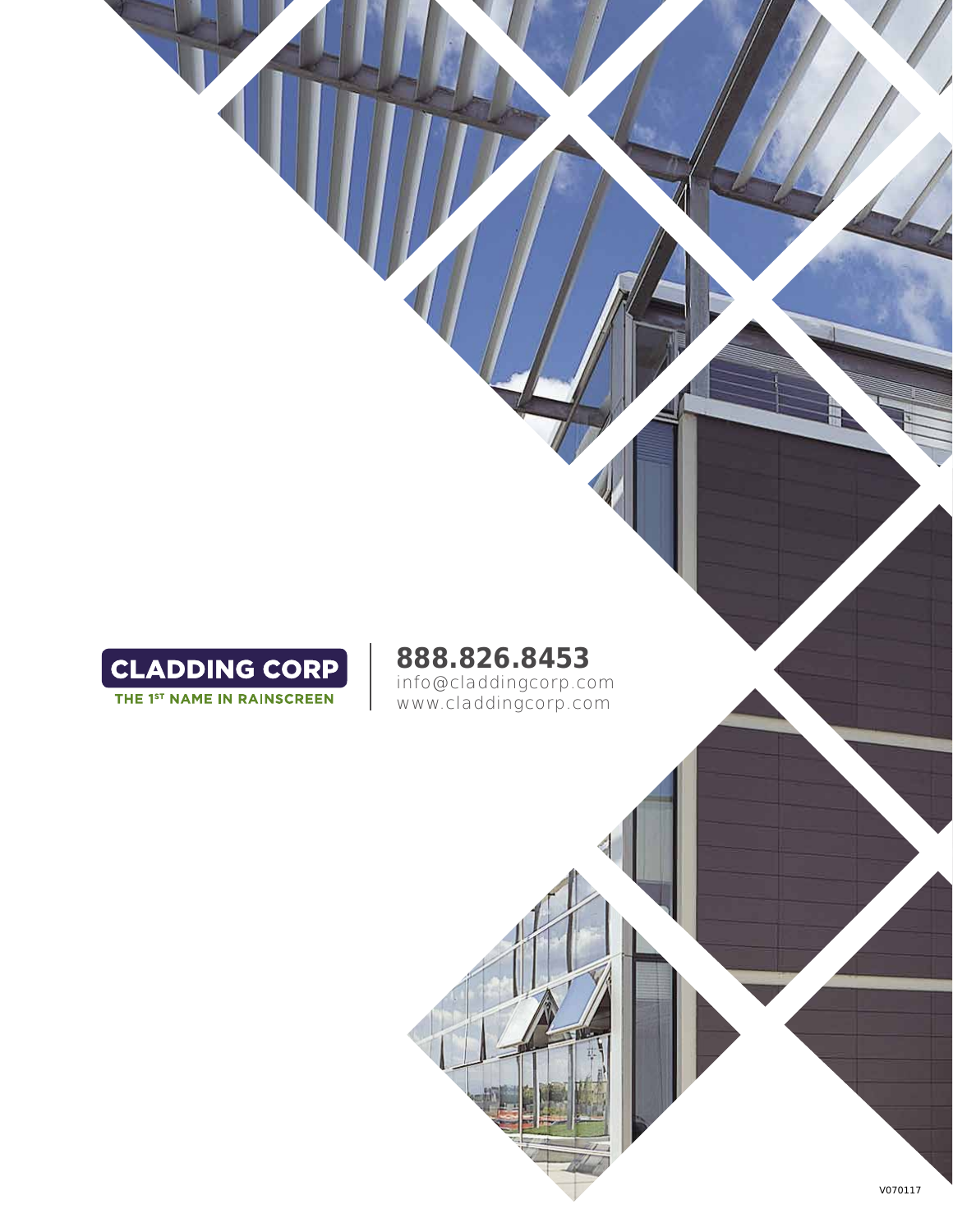CLADDING CORP

THE 1ST NAME IN RAINSCREEN

**888.826.8453**

info@claddingcorp.com

www.claddingcorp.com

V070117